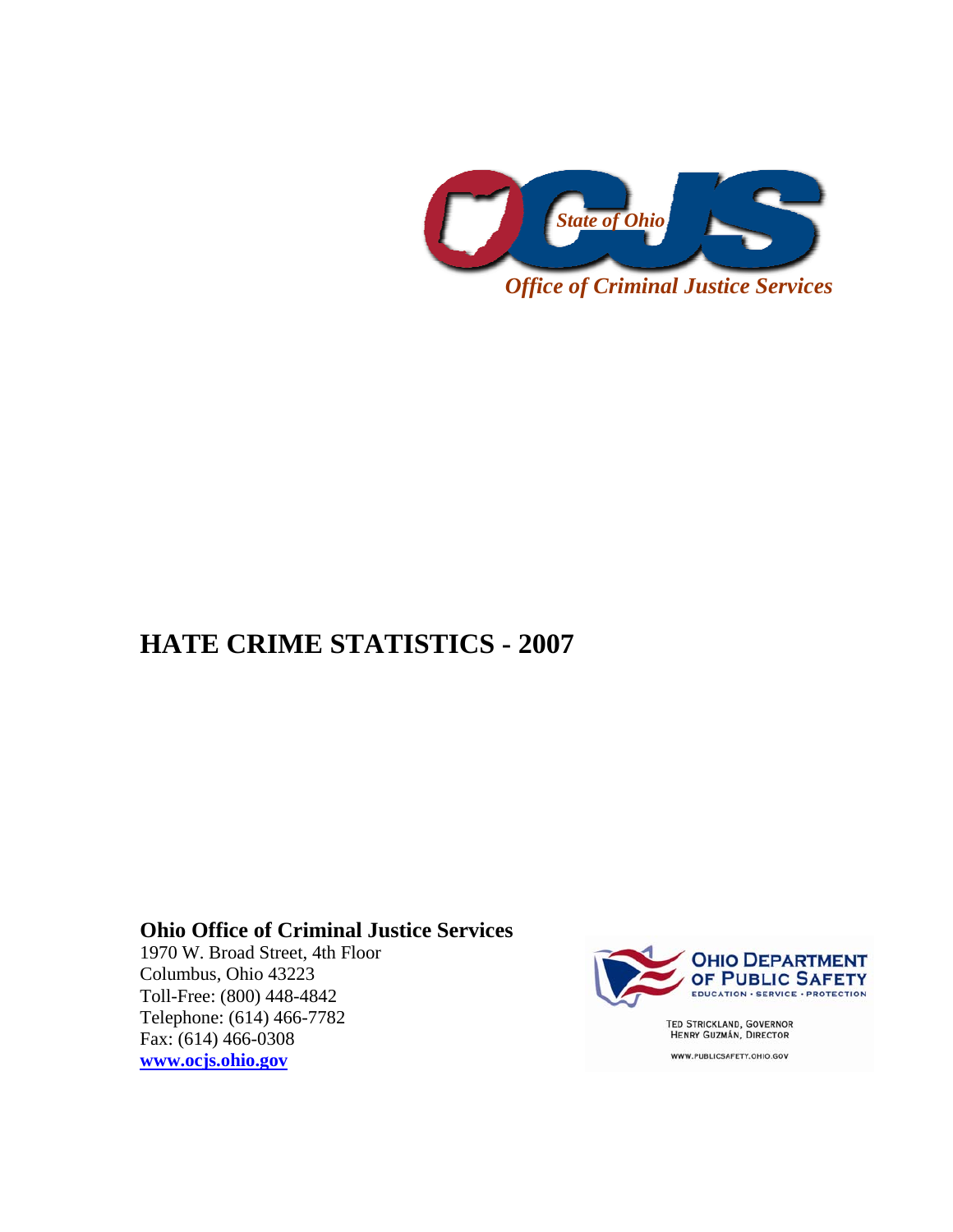*State of Ohio*

*Office of Criminal Justice Services*

# HATE CRIME STATISTICS - 2007

**Ohio Office of Criminal Justice Services**

1970 W. Broad Street, 4th Floor
Columbus, Ohio 43223
Toll-Free: (800) 448-4842
Telephone: (614) 466-7782
Fax: (614) 466-0308
[www.ocjs.ohio.gov](http://www.ocjs.ohio.gov)

OHIO DEPARTMENT OF PUBLIC SAFETY
EDUCATION • SERVICE • PROTECTION

TED STRICKLAND, GOVERNOR
HENRY GUZMÁN, DIRECTOR

WWW.PUBLICSAFETY.OHIO.GOV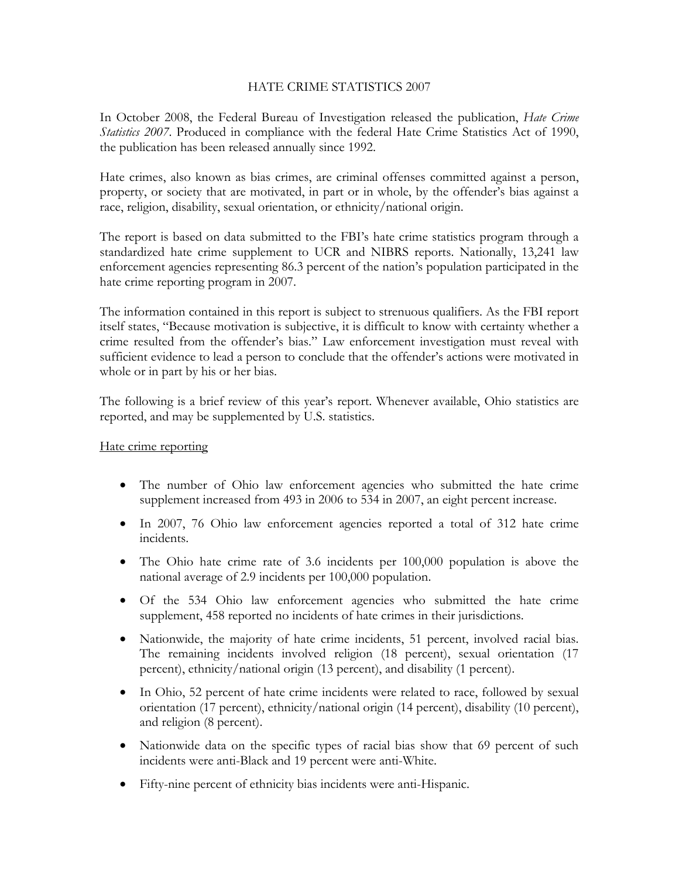# HATE CRIME STATISTICS 2007

In October 2008, the Federal Bureau of Investigation released the publication, *Hate Crime Statistics 2007*. Produced in compliance with the federal Hate Crime Statistics Act of 1990, the publication has been released annually since 1992.

Hate crimes, also known as bias crimes, are criminal offenses committed against a person, property, or society that are motivated, in part or in whole, by the offender's bias against a race, religion, disability, sexual orientation, or ethnicity/national origin.

The report is based on data submitted to the FBI's hate crime statistics program through a standardized hate crime supplement to UCR and NIBRS reports. Nationally, 13,241 law enforcement agencies representing 86.3 percent of the nation's population participated in the hate crime reporting program in 2007.

The information contained in this report is subject to strenuous qualifiers. As the FBI report itself states, "Because motivation is subjective, it is difficult to know with certainty whether a crime resulted from the offender's bias." Law enforcement investigation must reveal with sufficient evidence to lead a person to conclude that the offender's actions were motivated in whole or in part by his or her bias.

The following is a brief review of this year's report. Whenever available, Ohio statistics are reported, and may be supplemented by U.S. statistics.

<u>Hate crime reporting</u>

- The number of Ohio law enforcement agencies who submitted the hate crime supplement increased from 493 in 2006 to 534 in 2007, an eight percent increase.
- In 2007, 76 Ohio law enforcement agencies reported a total of 312 hate crime incidents.
- The Ohio hate crime rate of 3.6 incidents per 100,000 population is above the national average of 2.9 incidents per 100,000 population.
- Of the 534 Ohio law enforcement agencies who submitted the hate crime supplement, 458 reported no incidents of hate crimes in their jurisdictions.
- Nationwide, the majority of hate crime incidents, 51 percent, involved racial bias. The remaining incidents involved religion (18 percent), sexual orientation (17 percent), ethnicity/national origin (13 percent), and disability (1 percent).
- In Ohio, 52 percent of hate crime incidents were related to race, followed by sexual orientation (17 percent), ethnicity/national origin (14 percent), disability (10 percent), and religion (8 percent).
- Nationwide data on the specific types of racial bias show that 69 percent of such incidents were anti-Black and 19 percent were anti-White.
- Fifty-nine percent of ethnicity bias incidents were anti-Hispanic.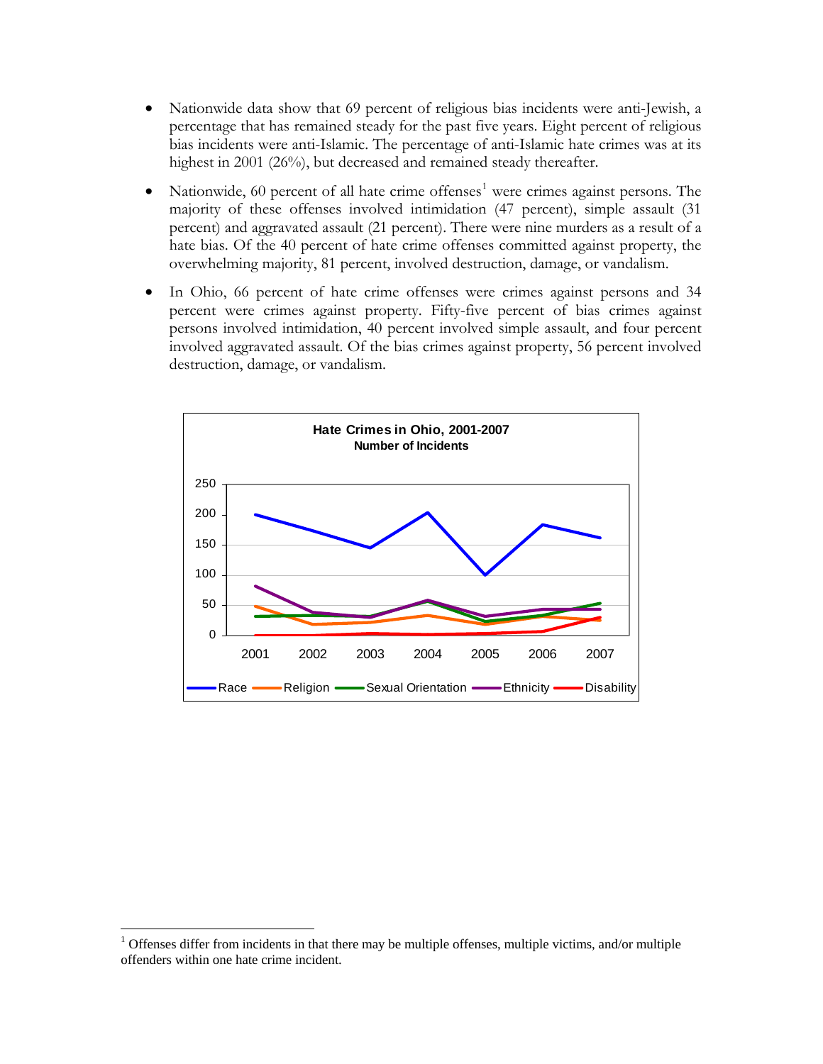- Nationwide data show that 69 percent of religious bias incidents were anti-Jewish, a percentage that has remained steady for the past five years. Eight percent of religious bias incidents were anti-Islamic. The percentage of anti-Islamic hate crimes was at its highest in 2001 (26%), but decreased and remained steady thereafter.

- Nationwide, 60 percent of all hate crime offenses[1] were crimes against persons. The majority of these offenses involved intimidation (47 percent), simple assault (31 percent) and aggravated assault (21 percent). There were nine murders as a result of a hate bias. Of the 40 percent of hate crime offenses committed against property, the overwhelming majority, 81 percent, involved destruction, damage, or vandalism.

- In Ohio, 66 percent of hate crime offenses were crimes against persons and 34 percent were crimes against property. Fifty-five percent of bias crimes against persons involved intimidation, 40 percent involved simple assault, and four percent involved aggravated assault. Of the bias crimes against property, 56 percent involved destruction, damage, or vandalism.

**Hate Crimes in Ohio, 2001-2007**
**Number of Incidents**

250
200
150
100
50
0

2001 2002 2003 2004 2005 2006 2007

Race, Religion, Sexual Orientation, Ethnicity, Disability

[1] Offenses differ from incidents in that there may be multiple offenses, multiple victims, and/or multiple offenders within one hate crime incident.